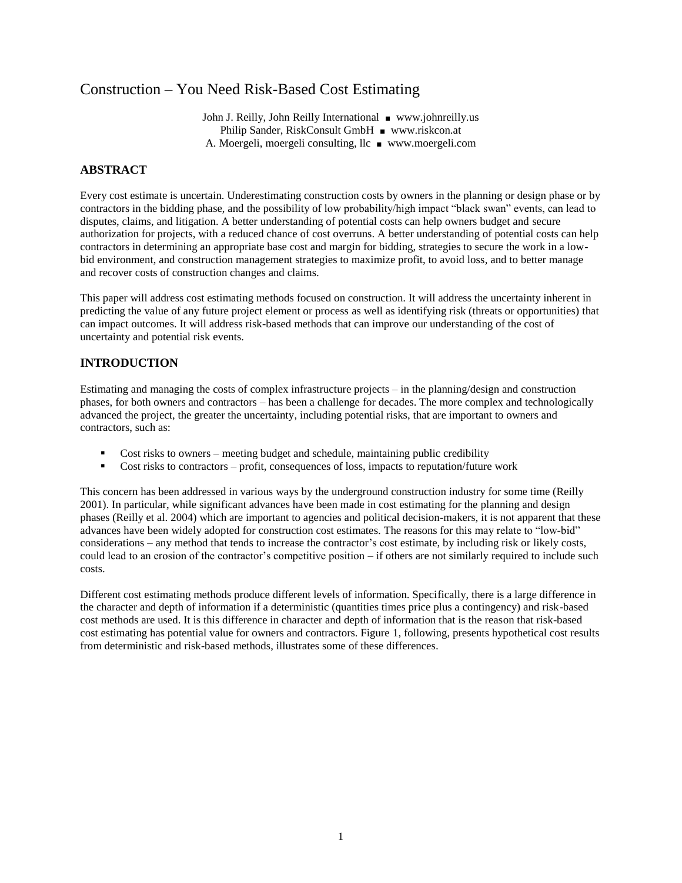# Construction – You Need Risk-Based Cost Estimating

John J. Reilly, John Reilly International ■ www.johnreilly.us
Philip Sander, RiskConsult GmbH ■ www.riskcon.at
A. Moergeli, moergeli consulting, llc ■ www.moergeli.com

## ABSTRACT

Every cost estimate is uncertain. Underestimating construction costs by owners in the planning or design phase or by contractors in the bidding phase, and the possibility of low probability/high impact "black swan" events, can lead to disputes, claims, and litigation. A better understanding of potential costs can help owners budget and secure authorization for projects, with a reduced chance of cost overruns. A better understanding of potential costs can help contractors in determining an appropriate base cost and margin for bidding, strategies to secure the work in a low-bid environment, and construction management strategies to maximize profit, to avoid loss, and to better manage and recover costs of construction changes and claims.

This paper will address cost estimating methods focused on construction. It will address the uncertainty inherent in predicting the value of any future project element or process as well as identifying risk (threats or opportunities) that can impact outcomes. It will address risk-based methods that can improve our understanding of the cost of uncertainty and potential risk events.

## INTRODUCTION

Estimating and managing the costs of complex infrastructure projects – in the planning/design and construction phases, for both owners and contractors – has been a challenge for decades. The more complex and technologically advanced the project, the greater the uncertainty, including potential risks, that are important to owners and contractors, such as:

- Cost risks to owners – meeting budget and schedule, maintaining public credibility
- Cost risks to contractors – profit, consequences of loss, impacts to reputation/future work

This concern has been addressed in various ways by the underground construction industry for some time (Reilly 2001). In particular, while significant advances have been made in cost estimating for the planning and design phases (Reilly et al. 2004) which are important to agencies and political decision-makers, it is not apparent that these advances have been widely adopted for construction cost estimates. The reasons for this may relate to "low-bid" considerations – any method that tends to increase the contractor's cost estimate, by including risk or likely costs, could lead to an erosion of the contractor's competitive position – if others are not similarly required to include such costs.

Different cost estimating methods produce different levels of information. Specifically, there is a large difference in the character and depth of information if a deterministic (quantities times price plus a contingency) and risk-based cost methods are used. It is this difference in character and depth of information that is the reason that risk-based cost estimating has potential value for owners and contractors. Figure 1, following, presents hypothetical cost results from deterministic and risk-based methods, illustrates some of these differences.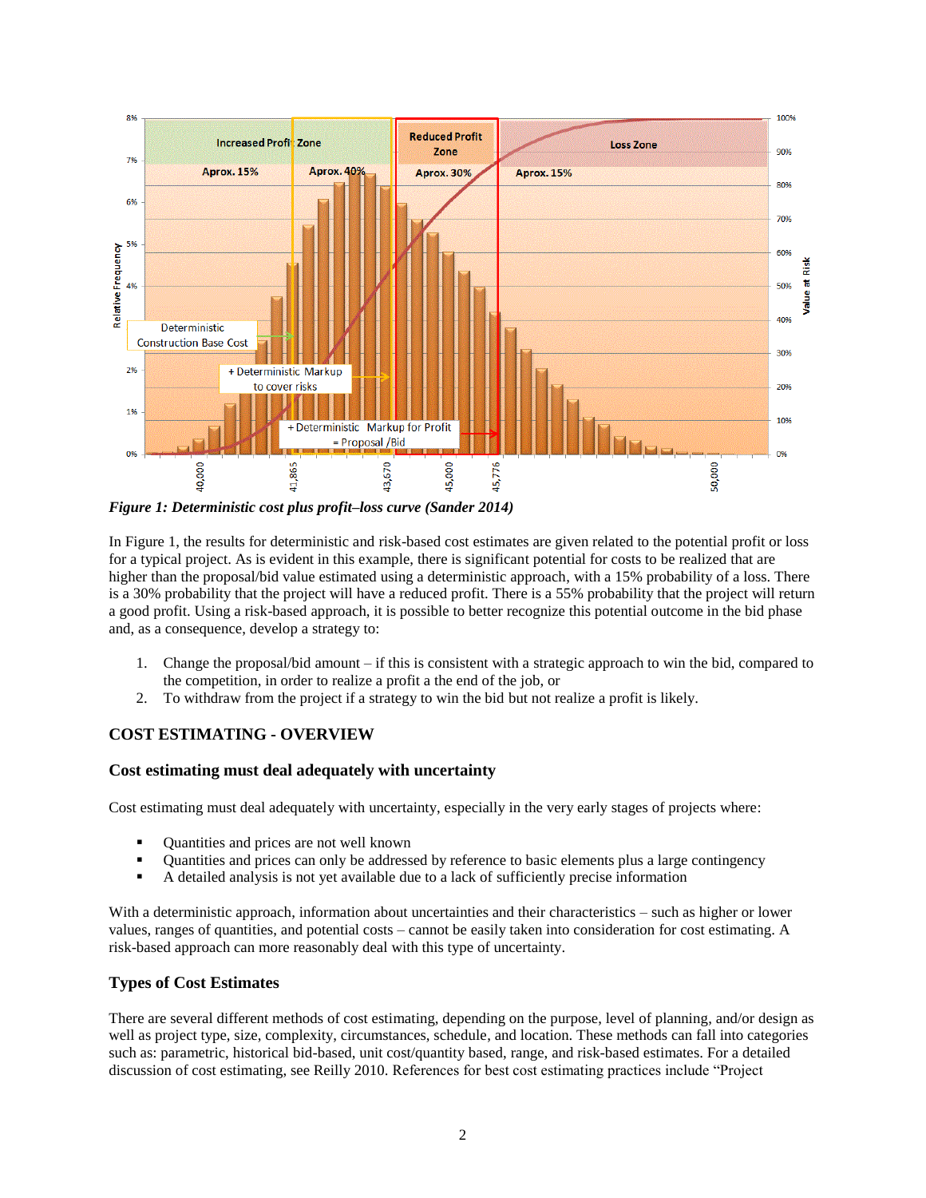*Figure 1: Deterministic cost plus profit–loss curve (Sander 2014)*

In Figure 1, the results for deterministic and risk-based cost estimates are given related to the potential profit or loss for a typical project. As is evident in this example, there is significant potential for costs to be realized that are higher than the proposal/bid value estimated using a deterministic approach, with a 15% probability of a loss. There is a 30% probability that the project will have a reduced profit. There is a 55% probability that the project will return a good profit. Using a risk-based approach, it is possible to better recognize this potential outcome in the bid phase and, as a consequence, develop a strategy to:

1. Change the proposal/bid amount – if this is consistent with a strategic approach to win the bid, compared to the competition, in order to realize a profit a the end of the job, or
2. To withdraw from the project if a strategy to win the bid but not realize a profit is likely.

## COST ESTIMATING - OVERVIEW

### Cost estimating must deal adequately with uncertainty

Cost estimating must deal adequately with uncertainty, especially in the very early stages of projects where:

- Quantities and prices are not well known
- Quantities and prices can only be addressed by reference to basic elements plus a large contingency
- A detailed analysis is not yet available due to a lack of sufficiently precise information

With a deterministic approach, information about uncertainties and their characteristics – such as higher or lower values, ranges of quantities, and potential costs – cannot be easily taken into consideration for cost estimating. A risk-based approach can more reasonably deal with this type of uncertainty.

### Types of Cost Estimates

There are several different methods of cost estimating, depending on the purpose, level of planning, and/or design as well as project type, size, complexity, circumstances, schedule, and location. These methods can fall into categories such as: parametric, historical bid-based, unit cost/quantity based, range, and risk-based estimates. For a detailed discussion of cost estimating, see Reilly 2010. References for best cost estimating practices include "Project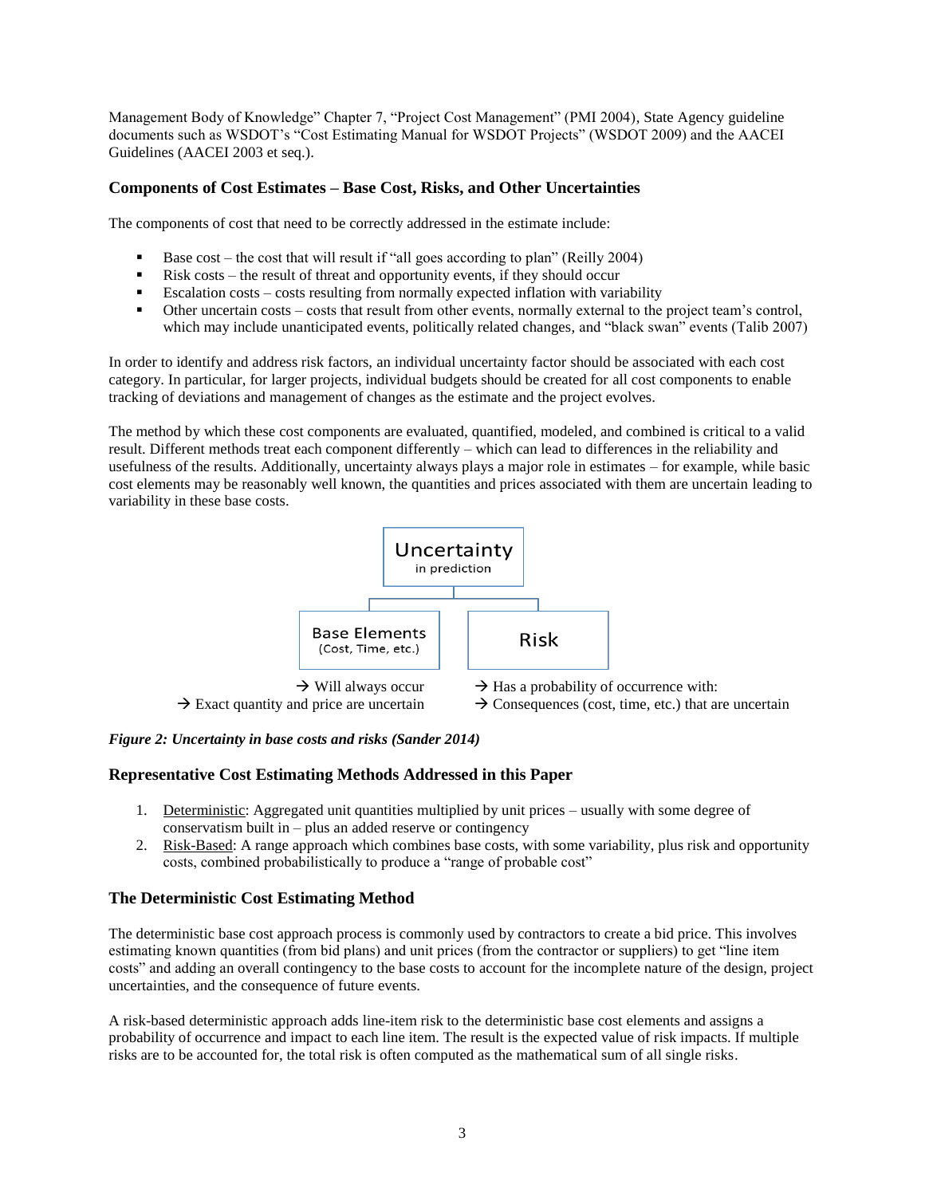Management Body of Knowledge" Chapter 7, "Project Cost Management" (PMI 2004), State Agency guideline documents such as WSDOT's "Cost Estimating Manual for WSDOT Projects" (WSDOT 2009) and the AACEI Guidelines (AACEI 2003 et seq.).

## Components of Cost Estimates – Base Cost, Risks, and Other Uncertainties

The components of cost that need to be correctly addressed in the estimate include:

- Base cost – the cost that will result if "all goes according to plan" (Reilly 2004)
- Risk costs – the result of threat and opportunity events, if they should occur
- Escalation costs – costs resulting from normally expected inflation with variability
- Other uncertain costs – costs that result from other events, normally external to the project team's control, which may include unanticipated events, politically related changes, and "black swan" events (Talib 2007)

In order to identify and address risk factors, an individual uncertainty factor should be associated with each cost category. In particular, for larger projects, individual budgets should be created for all cost components to enable tracking of deviations and management of changes as the estimate and the project evolves.

The method by which these cost components are evaluated, quantified, modeled, and combined is critical to a valid result. Different methods treat each component differently – which can lead to differences in the reliability and usefulness of the results. Additionally, uncertainty always plays a major role in estimates – for example, while basic cost elements may be reasonably well known, the quantities and prices associated with them are uncertain leading to variability in these base costs.

Uncertainty in prediction

Base Elements (Cost, Time, etc.)
→ Will always occur
→ Exact quantity and price are uncertain

Risk
→ Has a probability of occurrence with:
→ Consequences (cost, time, etc.) that are uncertain

***Figure 2: Uncertainty in base costs and risks (Sander 2014)***

## Representative Cost Estimating Methods Addressed in this Paper

1. Deterministic: Aggregated unit quantities multiplied by unit prices – usually with some degree of conservatism built in – plus an added reserve or contingency
2. Risk-Based: A range approach which combines base costs, with some variability, plus risk and opportunity costs, combined probabilistically to produce a "range of probable cost"

## The Deterministic Cost Estimating Method

The deterministic base cost approach process is commonly used by contractors to create a bid price. This involves estimating known quantities (from bid plans) and unit prices (from the contractor or suppliers) to get "line item costs" and adding an overall contingency to the base costs to account for the incomplete nature of the design, project uncertainties, and the consequence of future events.

A risk-based deterministic approach adds line-item risk to the deterministic base cost elements and assigns a probability of occurrence and impact to each line item. The result is the expected value of risk impacts. If multiple risks are to be accounted for, the total risk is often computed as the mathematical sum of all single risks.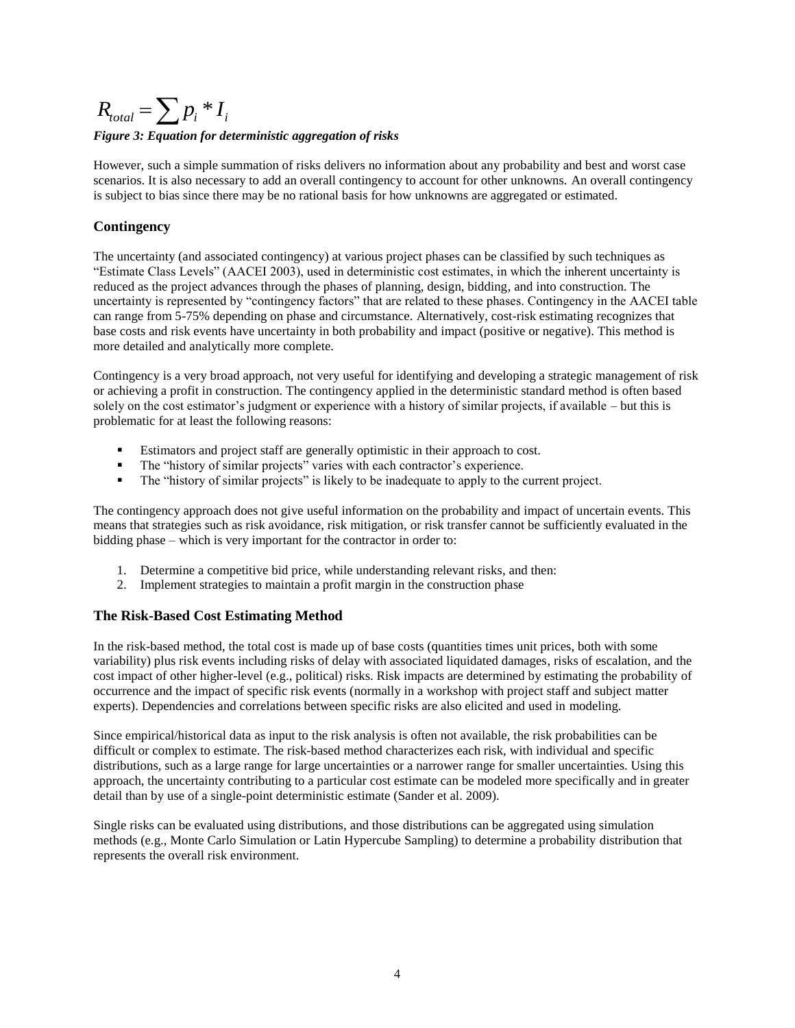$$R_{total} = \sum p_i * I_i$$

***Figure 3: Equation for deterministic aggregation of risks***

However, such a simple summation of risks delivers no information about any probability and best and worst case scenarios. It is also necessary to add an overall contingency to account for other unknowns. An overall contingency is subject to bias since there may be no rational basis for how unknowns are aggregated or estimated.

## Contingency

The uncertainty (and associated contingency) at various project phases can be classified by such techniques as "Estimate Class Levels" (AACEI 2003), used in deterministic cost estimates, in which the inherent uncertainty is reduced as the project advances through the phases of planning, design, bidding, and into construction. The uncertainty is represented by "contingency factors" that are related to these phases. Contingency in the AACEI table can range from 5-75% depending on phase and circumstance. Alternatively, cost-risk estimating recognizes that base costs and risk events have uncertainty in both probability and impact (positive or negative). This method is more detailed and analytically more complete.

Contingency is a very broad approach, not very useful for identifying and developing a strategic management of risk or achieving a profit in construction. The contingency applied in the deterministic standard method is often based solely on the cost estimator's judgment or experience with a history of similar projects, if available – but this is problematic for at least the following reasons:

- Estimators and project staff are generally optimistic in their approach to cost.
- The "history of similar projects" varies with each contractor's experience.
- The "history of similar projects" is likely to be inadequate to apply to the current project.

The contingency approach does not give useful information on the probability and impact of uncertain events. This means that strategies such as risk avoidance, risk mitigation, or risk transfer cannot be sufficiently evaluated in the bidding phase – which is very important for the contractor in order to:

1. Determine a competitive bid price, while understanding relevant risks, and then:
2. Implement strategies to maintain a profit margin in the construction phase

## The Risk-Based Cost Estimating Method

In the risk-based method, the total cost is made up of base costs (quantities times unit prices, both with some variability) plus risk events including risks of delay with associated liquidated damages, risks of escalation, and the cost impact of other higher-level (e.g., political) risks. Risk impacts are determined by estimating the probability of occurrence and the impact of specific risk events (normally in a workshop with project staff and subject matter experts). Dependencies and correlations between specific risks are also elicited and used in modeling.

Since empirical/historical data as input to the risk analysis is often not available, the risk probabilities can be difficult or complex to estimate. The risk-based method characterizes each risk, with individual and specific distributions, such as a large range for large uncertainties or a narrower range for smaller uncertainties. Using this approach, the uncertainty contributing to a particular cost estimate can be modeled more specifically and in greater detail than by use of a single-point deterministic estimate (Sander et al. 2009).

Single risks can be evaluated using distributions, and those distributions can be aggregated using simulation methods (e.g., Monte Carlo Simulation or Latin Hypercube Sampling) to determine a probability distribution that represents the overall risk environment.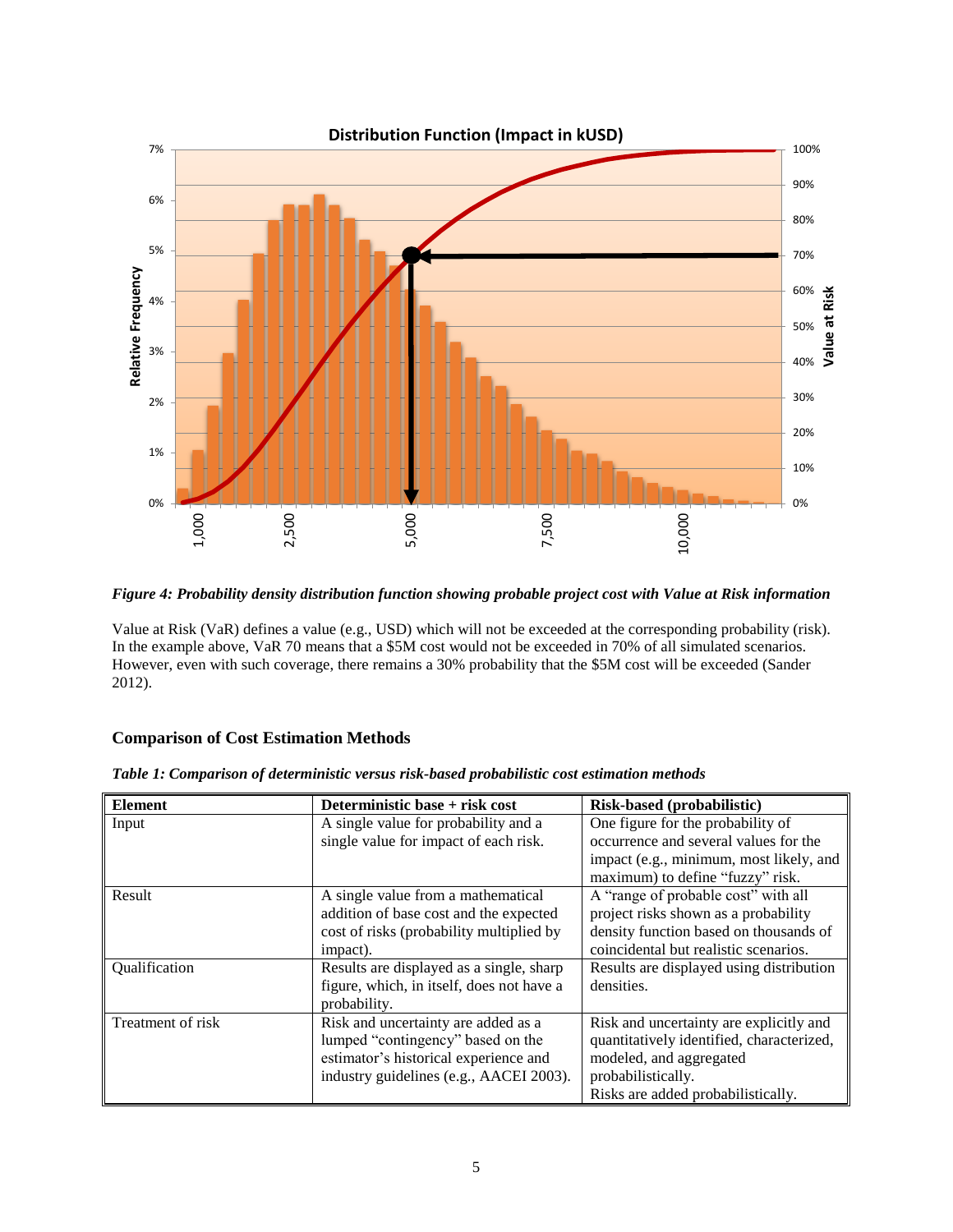*Figure 4: Probability density distribution function showing probable project cost with Value at Risk information*

Value at Risk (VaR) defines a value (e.g., USD) which will not be exceeded at the corresponding probability (risk). In the example above, VaR 70 means that a $5M cost would not be exceeded in 70% of all simulated scenarios. However, even with such coverage, there remains a 30% probability that the $5M cost will be exceeded (Sander 2012).

### Comparison of Cost Estimation Methods

*Table 1: Comparison of deterministic versus risk-based probabilistic cost estimation methods*

| Element | Deterministic base + risk cost | Risk-based (probabilistic) |
|---|---|---|
| Input | A single value for probability and a single value for impact of each risk. | One figure for the probability of occurrence and several values for the impact (e.g., minimum, most likely, and maximum) to define "fuzzy" risk. |
| Result | A single value from a mathematical addition of base cost and the expected cost of risks (probability multiplied by impact). | A "range of probable cost" with all project risks shown as a probability density function based on thousands of coincidental but realistic scenarios. |
| Qualification | Results are displayed as a single, sharp figure, which, in itself, does not have a probability. | Results are displayed using distribution densities. |
| Treatment of risk | Risk and uncertainty are added as a lumped "contingency" based on the estimator's historical experience and industry guidelines (e.g., AACEI 2003). | Risk and uncertainty are explicitly and quantitatively identified, characterized, modeled, and aggregated probabilistically. Risks are added probabilistically. |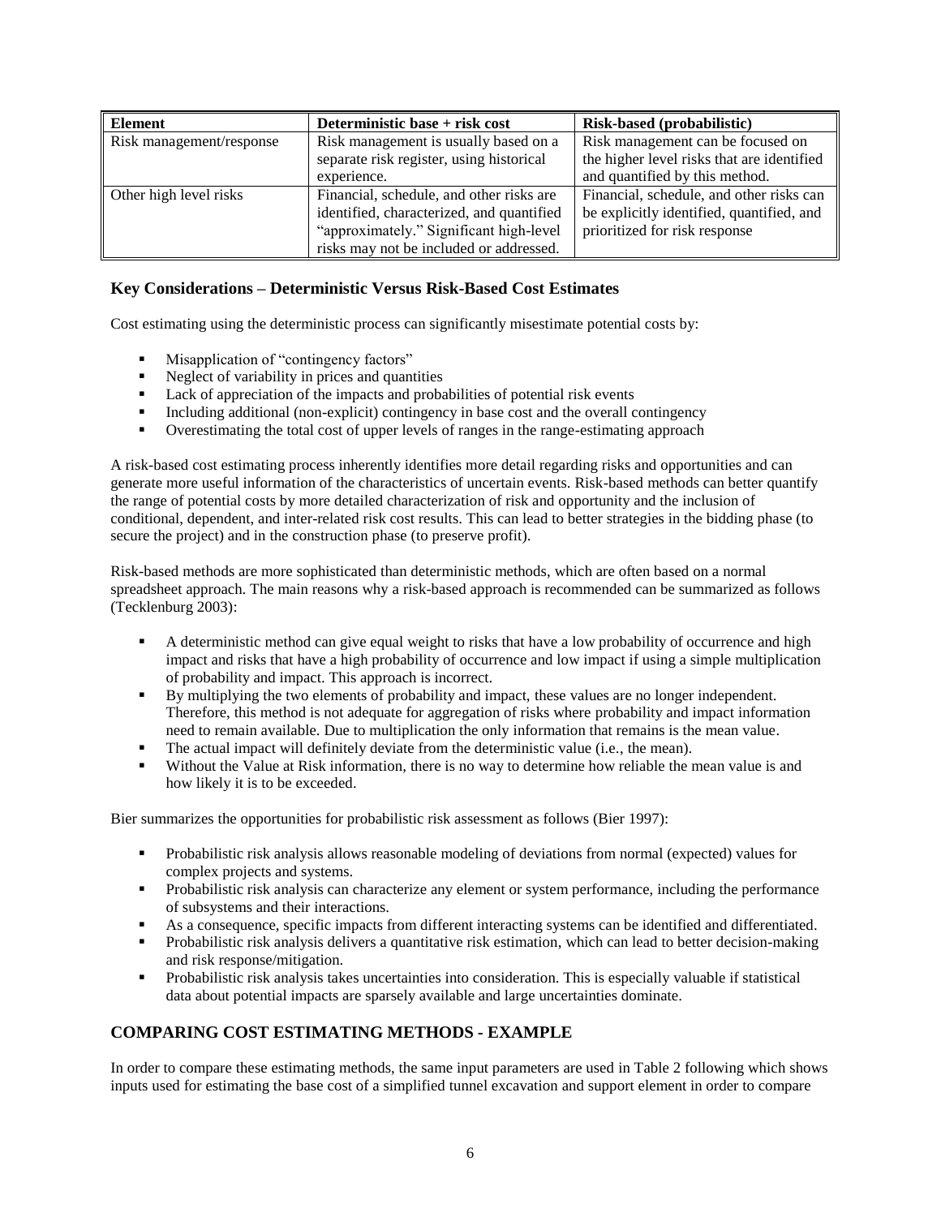| Element | Deterministic base + risk cost | Risk-based (probabilistic) |
| --- | --- | --- |
| Risk management/response | Risk management is usually based on a separate risk register, using historical experience. | Risk management can be focused on the higher level risks that are identified and quantified by this method. |
| Other high level risks | Financial, schedule, and other risks are identified, characterized, and quantified "approximately." Significant high-level risks may not be included or addressed. | Financial, schedule, and other risks can be explicitly identified, quantified, and prioritized for risk response |

### Key Considerations – Deterministic Versus Risk-Based Cost Estimates

Cost estimating using the deterministic process can significantly misestimate potential costs by:

- Misapplication of "contingency factors"
- Neglect of variability in prices and quantities
- Lack of appreciation of the impacts and probabilities of potential risk events
- Including additional (non-explicit) contingency in base cost and the overall contingency
- Overestimating the total cost of upper levels of ranges in the range-estimating approach

A risk-based cost estimating process inherently identifies more detail regarding risks and opportunities and can generate more useful information of the characteristics of uncertain events. Risk-based methods can better quantify the range of potential costs by more detailed characterization of risk and opportunity and the inclusion of conditional, dependent, and inter-related risk cost results. This can lead to better strategies in the bidding phase (to secure the project) and in the construction phase (to preserve profit).

Risk-based methods are more sophisticated than deterministic methods, which are often based on a normal spreadsheet approach. The main reasons why a risk-based approach is recommended can be summarized as follows (Tecklenburg 2003):

- A deterministic method can give equal weight to risks that have a low probability of occurrence and high impact and risks that have a high probability of occurrence and low impact if using a simple multiplication of probability and impact. This approach is incorrect.
- By multiplying the two elements of probability and impact, these values are no longer independent. Therefore, this method is not adequate for aggregation of risks where probability and impact information need to remain available. Due to multiplication the only information that remains is the mean value.
- The actual impact will definitely deviate from the deterministic value (i.e., the mean).
- Without the Value at Risk information, there is no way to determine how reliable the mean value is and how likely it is to be exceeded.

Bier summarizes the opportunities for probabilistic risk assessment as follows (Bier 1997):

- Probabilistic risk analysis allows reasonable modeling of deviations from normal (expected) values for complex projects and systems.
- Probabilistic risk analysis can characterize any element or system performance, including the performance of subsystems and their interactions.
- As a consequence, specific impacts from different interacting systems can be identified and differentiated.
- Probabilistic risk analysis delivers a quantitative risk estimation, which can lead to better decision-making and risk response/mitigation.
- Probabilistic risk analysis takes uncertainties into consideration. This is especially valuable if statistical data about potential impacts are sparsely available and large uncertainties dominate.

## COMPARING COST ESTIMATING METHODS - EXAMPLE

In order to compare these estimating methods, the same input parameters are used in Table 2 following which shows inputs used for estimating the base cost of a simplified tunnel excavation and support element in order to compare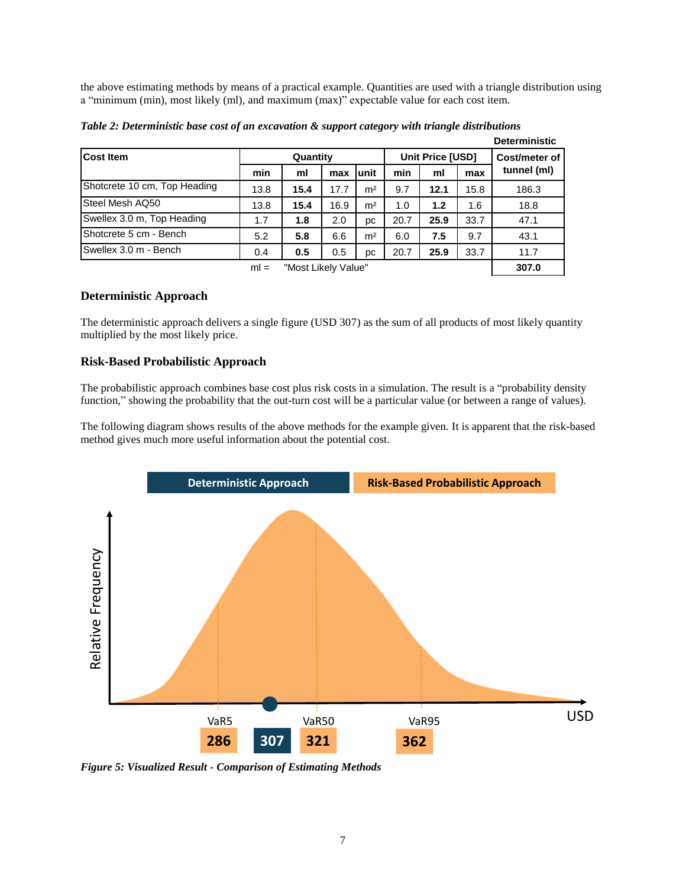the above estimating methods by means of a practical example. Quantities are used with a triangle distribution using a “minimum (min), most likely (ml), and maximum (max)” expectable value for each cost item.

***Table 2: Deterministic base cost of an excavation & support category with triangle distributions***

| Cost Item | Quantity | | | | Unit Price [USD] | | | Deterministic Cost/meter of tunnel (ml) |
|---|---|---|---|---|---|---|---|---|
| | min | ml | max | unit | min | ml | max | |
| Shotcrete 10 cm, Top Heading | 13.8 | **15.4** | 17.7 | m² | 9.7 | **12.1** | 15.8 | 186.3 |
| Steel Mesh AQ50 | 13.8 | **15.4** | 16.9 | m² | 1.0 | **1.2** | 1.6 | 18.8 |
| Swellex 3.0 m, Top Heading | 1.7 | **1.8** | 2.0 | pc | 20.7 | **25.9** | 33.7 | 47.1 |
| Shotcrete 5 cm - Bench | 5.2 | **5.8** | 6.6 | m² | 6.0 | **7.5** | 9.7 | 43.1 |
| Swellex 3.0 m - Bench | 0.4 | **0.5** | 0.5 | pc | 20.7 | **25.9** | 33.7 | 11.7 |
| | ml = | "Most Likely Value" | | | | | | **307.0** |

### Deterministic Approach

The deterministic approach delivers a single figure (USD 307) as the sum of all products of most likely quantity multiplied by the most likely price.

### Risk-Based Probabilistic Approach

The probabilistic approach combines base cost plus risk costs in a simulation. The result is a “probability density function,” showing the probability that the out-turn cost will be a particular value (or between a range of values).

The following diagram shows results of the above methods for the example given. It is apparent that the risk-based method gives much more useful information about the potential cost.

***Figure 5: Visualized Result - Comparison of Estimating Methods***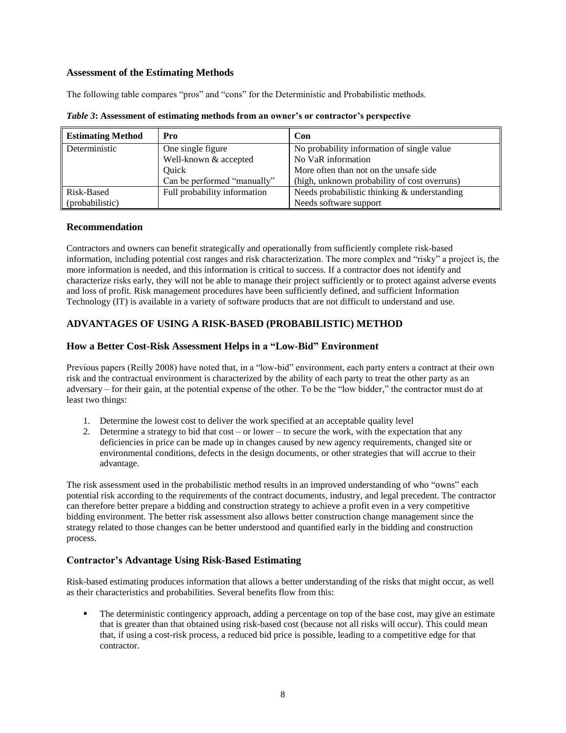### Assessment of the Estimating Methods

The following table compares "pros" and "cons" for the Deterministic and Probabilistic methods.

***Table 3*: Assessment of estimating methods from an owner's or contractor's perspective**

| Estimating Method | Pro | Con |
|---|---|---|
| Deterministic | One single figure<br>Well-known & accepted<br>Quick<br>Can be performed "manually" | No probability information of single value<br>No VaR information<br>More often than not on the unsafe side<br>(high, unknown probability of cost overruns) |
| Risk-Based (probabilistic) | Full probability information | Needs probabilistic thinking & understanding<br>Needs software support |

### Recommendation

Contractors and owners can benefit strategically and operationally from sufficiently complete risk-based information, including potential cost ranges and risk characterization. The more complex and "risky" a project is, the more information is needed, and this information is critical to success. If a contractor does not identify and characterize risks early, they will not be able to manage their project sufficiently or to protect against adverse events and loss of profit. Risk management procedures have been sufficiently defined, and sufficient Information Technology (IT) is available in a variety of software products that are not difficult to understand and use.

## ADVANTAGES OF USING A RISK-BASED (PROBABILISTIC) METHOD

### How a Better Cost-Risk Assessment Helps in a "Low-Bid" Environment

Previous papers (Reilly 2008) have noted that, in a "low-bid" environment, each party enters a contract at their own risk and the contractual environment is characterized by the ability of each party to treat the other party as an adversary – for their gain, at the potential expense of the other. To be the "low bidder," the contractor must do at least two things:

1. Determine the lowest cost to deliver the work specified at an acceptable quality level
2. Determine a strategy to bid that cost – or lower – to secure the work, with the expectation that any deficiencies in price can be made up in changes caused by new agency requirements, changed site or environmental conditions, defects in the design documents, or other strategies that will accrue to their advantage.

The risk assessment used in the probabilistic method results in an improved understanding of who "owns" each potential risk according to the requirements of the contract documents, industry, and legal precedent. The contractor can therefore better prepare a bidding and construction strategy to achieve a profit even in a very competitive bidding environment. The better risk assessment also allows better construction change management since the strategy related to those changes can be better understood and quantified early in the bidding and construction process.

### Contractor's Advantage Using Risk-Based Estimating

Risk-based estimating produces information that allows a better understanding of the risks that might occur, as well as their characteristics and probabilities. Several benefits flow from this:

- The deterministic contingency approach, adding a percentage on top of the base cost, may give an estimate that is greater than that obtained using risk-based cost (because not all risks will occur). This could mean that, if using a cost-risk process, a reduced bid price is possible, leading to a competitive edge for that contractor.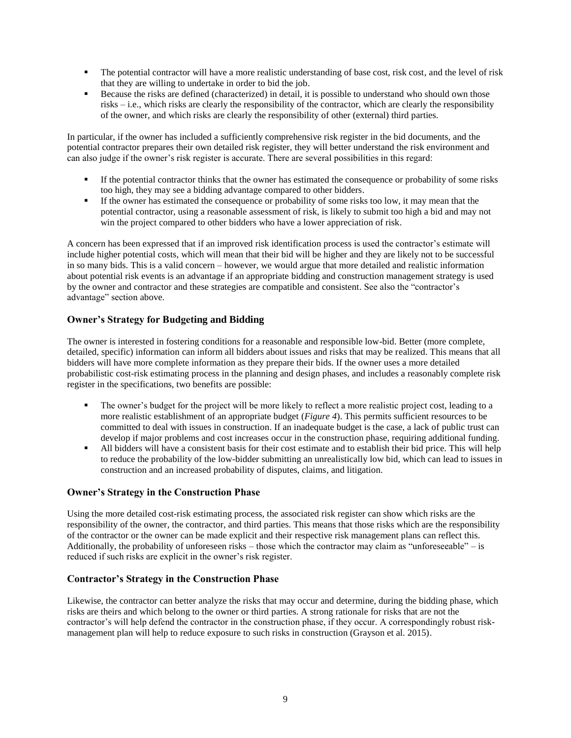- The potential contractor will have a more realistic understanding of base cost, risk cost, and the level of risk that they are willing to undertake in order to bid the job.
- Because the risks are defined (characterized) in detail, it is possible to understand who should own those risks – i.e., which risks are clearly the responsibility of the contractor, which are clearly the responsibility of the owner, and which risks are clearly the responsibility of other (external) third parties.

In particular, if the owner has included a sufficiently comprehensive risk register in the bid documents, and the potential contractor prepares their own detailed risk register, they will better understand the risk environment and can also judge if the owner's risk register is accurate. There are several possibilities in this regard:

- If the potential contractor thinks that the owner has estimated the consequence or probability of some risks too high, they may see a bidding advantage compared to other bidders.
- If the owner has estimated the consequence or probability of some risks too low, it may mean that the potential contractor, using a reasonable assessment of risk, is likely to submit too high a bid and may not win the project compared to other bidders who have a lower appreciation of risk.

A concern has been expressed that if an improved risk identification process is used the contractor's estimate will include higher potential costs, which will mean that their bid will be higher and they are likely not to be successful in so many bids. This is a valid concern – however, we would argue that more detailed and realistic information about potential risk events is an advantage if an appropriate bidding and construction management strategy is used by the owner and contractor and these strategies are compatible and consistent. See also the "contractor's advantage" section above.

### Owner's Strategy for Budgeting and Bidding

The owner is interested in fostering conditions for a reasonable and responsible low-bid. Better (more complete, detailed, specific) information can inform all bidders about issues and risks that may be realized. This means that all bidders will have more complete information as they prepare their bids. If the owner uses a more detailed probabilistic cost-risk estimating process in the planning and design phases, and includes a reasonably complete risk register in the specifications, two benefits are possible:

- The owner's budget for the project will be more likely to reflect a more realistic project cost, leading to a more realistic establishment of an appropriate budget (*Figure 4*). This permits sufficient resources to be committed to deal with issues in construction. If an inadequate budget is the case, a lack of public trust can develop if major problems and cost increases occur in the construction phase, requiring additional funding.
- All bidders will have a consistent basis for their cost estimate and to establish their bid price. This will help to reduce the probability of the low-bidder submitting an unrealistically low bid, which can lead to issues in construction and an increased probability of disputes, claims, and litigation.

### Owner's Strategy in the Construction Phase

Using the more detailed cost-risk estimating process, the associated risk register can show which risks are the responsibility of the owner, the contractor, and third parties. This means that those risks which are the responsibility of the contractor or the owner can be made explicit and their respective risk management plans can reflect this. Additionally, the probability of unforeseen risks – those which the contractor may claim as "unforeseeable" – is reduced if such risks are explicit in the owner's risk register.

### Contractor's Strategy in the Construction Phase

Likewise, the contractor can better analyze the risks that may occur and determine, during the bidding phase, which risks are theirs and which belong to the owner or third parties. A strong rationale for risks that are not the contractor's will help defend the contractor in the construction phase, if they occur. A correspondingly robust risk-management plan will help to reduce exposure to such risks in construction (Grayson et al. 2015).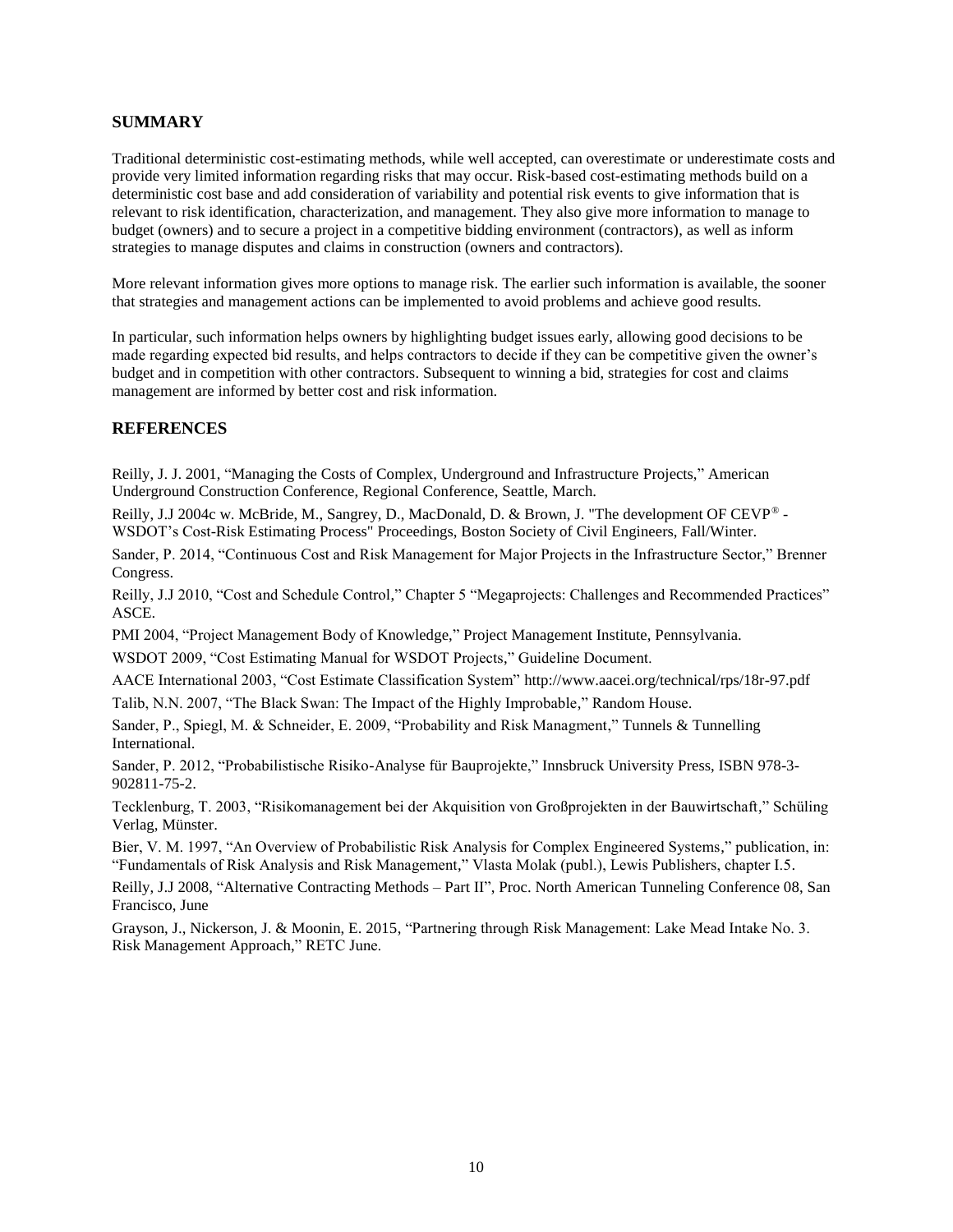## SUMMARY

Traditional deterministic cost-estimating methods, while well accepted, can overestimate or underestimate costs and provide very limited information regarding risks that may occur. Risk-based cost-estimating methods build on a deterministic cost base and add consideration of variability and potential risk events to give information that is relevant to risk identification, characterization, and management. They also give more information to manage to budget (owners) and to secure a project in a competitive bidding environment (contractors), as well as inform strategies to manage disputes and claims in construction (owners and contractors).

More relevant information gives more options to manage risk. The earlier such information is available, the sooner that strategies and management actions can be implemented to avoid problems and achieve good results.

In particular, such information helps owners by highlighting budget issues early, allowing good decisions to be made regarding expected bid results, and helps contractors to decide if they can be competitive given the owner's budget and in competition with other contractors. Subsequent to winning a bid, strategies for cost and claims management are informed by better cost and risk information.

## REFERENCES

Reilly, J. J. 2001, "Managing the Costs of Complex, Underground and Infrastructure Projects," American Underground Construction Conference, Regional Conference, Seattle, March.

Reilly, J.J 2004c w. McBride, M., Sangrey, D., MacDonald, D. & Brown, J. "The development OF CEVP® - WSDOT's Cost-Risk Estimating Process" Proceedings, Boston Society of Civil Engineers, Fall/Winter.

Sander, P. 2014, "Continuous Cost and Risk Management for Major Projects in the Infrastructure Sector," Brenner Congress.

Reilly, J.J 2010, "Cost and Schedule Control," Chapter 5 "Megaprojects: Challenges and Recommended Practices" ASCE.

PMI 2004, "Project Management Body of Knowledge," Project Management Institute, Pennsylvania.

WSDOT 2009, "Cost Estimating Manual for WSDOT Projects," Guideline Document.

AACE International 2003, "Cost Estimate Classification System" http://www.aacei.org/technical/rps/18r-97.pdf

Talib, N.N. 2007, "The Black Swan: The Impact of the Highly Improbable," Random House.

Sander, P., Spiegl, M. & Schneider, E. 2009, "Probability and Risk Managment," Tunnels & Tunnelling International.

Sander, P. 2012, "Probabilistische Risiko-Analyse für Bauprojekte," Innsbruck University Press, ISBN 978-3-902811-75-2.

Tecklenburg, T. 2003, "Risikomanagement bei der Akquisition von Großprojekten in der Bauwirtschaft," Schüling Verlag, Münster.

Bier, V. M. 1997, "An Overview of Probabilistic Risk Analysis for Complex Engineered Systems," publication, in: "Fundamentals of Risk Analysis and Risk Management," Vlasta Molak (publ.), Lewis Publishers, chapter I.5.

Reilly, J.J 2008, "Alternative Contracting Methods – Part II", Proc. North American Tunneling Conference 08, San Francisco, June

Grayson, J., Nickerson, J. & Moonin, E. 2015, "Partnering through Risk Management: Lake Mead Intake No. 3. Risk Management Approach," RETC June.